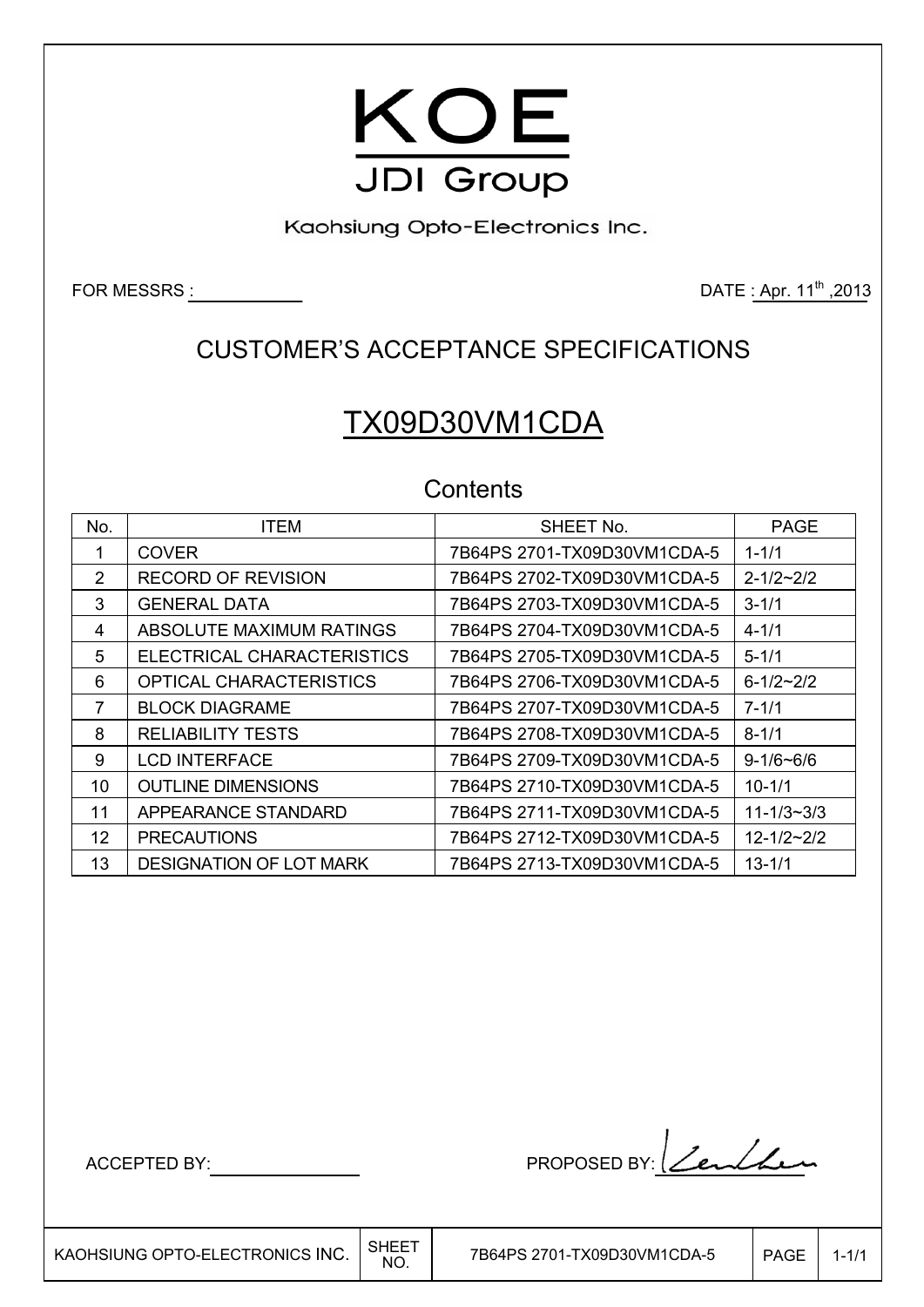# KOE

JDI Group

Kaohsiung Opto-Electronics Inc.

FOR MESSRS :                                                                                DATE : Apr. 11th ,2013

## CUSTOMER'S ACCEPTANCE SPECIFICATIONS

# TX09D30VM1CDA

### Contents

| No. | ITEM | SHEET No. | PAGE |
|---|---|---|---|
| 1 | COVER | 7B64PS 2701-TX09D30VM1CDA-5 | 1-1/1 |
| 2 | RECORD OF REVISION | 7B64PS 2702-TX09D30VM1CDA-5 | 2-1/2~2/2 |
| 3 | GENERAL DATA | 7B64PS 2703-TX09D30VM1CDA-5 | 3-1/1 |
| 4 | ABSOLUTE MAXIMUM RATINGS | 7B64PS 2704-TX09D30VM1CDA-5 | 4-1/1 |
| 5 | ELECTRICAL CHARACTERISTICS | 7B64PS 2705-TX09D30VM1CDA-5 | 5-1/1 |
| 6 | OPTICAL CHARACTERISTICS | 7B64PS 2706-TX09D30VM1CDA-5 | 6-1/2~2/2 |
| 7 | BLOCK DIAGRAME | 7B64PS 2707-TX09D30VM1CDA-5 | 7-1/1 |
| 8 | RELIABILITY TESTS | 7B64PS 2708-TX09D30VM1CDA-5 | 8-1/1 |
| 9 | LCD INTERFACE | 7B64PS 2709-TX09D30VM1CDA-5 | 9-1/6~6/6 |
| 10 | OUTLINE DIMENSIONS | 7B64PS 2710-TX09D30VM1CDA-5 | 10-1/1 |
| 11 | APPEARANCE STANDARD | 7B64PS 2711-TX09D30VM1CDA-5 | 11-1/3~3/3 |
| 12 | PRECAUTIONS | 7B64PS 2712-TX09D30VM1CDA-5 | 12-1/2~2/2 |
| 13 | DESIGNATION OF LOT MARK | 7B64PS 2713-TX09D30VM1CDA-5 | 13-1/1 |

ACCEPTED BY: ______________                                    PROPOSED BY: ______________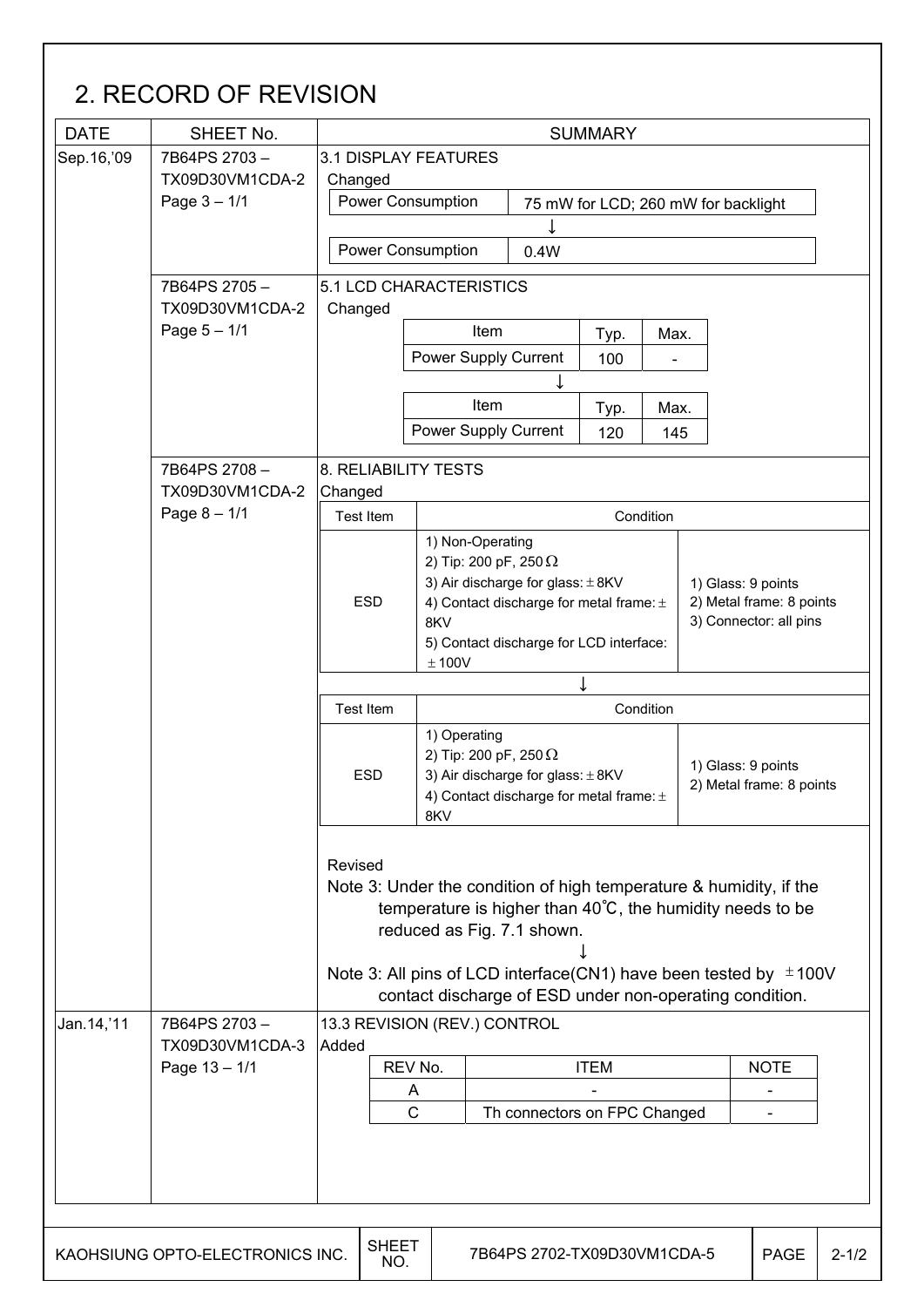## 2. RECORD OF REVISION

| DATE | SHEET No. | SUMMARY |
|---|---|---|
| Sep.16,'09 | 7B64PS 2703 – TX09D30VM1CDA-2 Page 3 – 1/1 | 3.1 DISPLAY FEATURES<br>Changed<br>Power Consumption: 75 mW for LCD; 260 mW for backlight<br>↓<br>Power Consumption: 0.4W |
| | 7B64PS 2705 – TX09D30VM1CDA-2 Page 5 – 1/1 | 5.1 LCD CHARACTERISTICS<br>Changed<br>Item: Power Supply Current, Typ.: 100, Max.: -<br>↓<br>Item: Power Supply Current, Typ.: 120, Max.: 145 |
| | 7B64PS 2708 – TX09D30VM1CDA-2 Page 8 – 1/1 | 8. RELIABILITY TESTS<br>Changed<br>Test Item: ESD<br>Condition: 1) Non-Operating 2) Tip: 200 pF, 250 Ω 3) Air discharge for glass: ± 8KV 4) Contact discharge for metal frame: ± 8KV 5) Contact discharge for LCD interface: ± 100V / 1) Glass: 9 points 2) Metal frame: 8 points 3) Connector: all pins<br>↓<br>Test Item: ESD<br>Condition: 1) Operating 2) Tip: 200 pF, 250 Ω 3) Air discharge for glass: ± 8KV 4) Contact discharge for metal frame: ± 8KV / 1) Glass: 9 points 2) Metal frame: 8 points<br><br>Revised<br>Note 3: Under the condition of high temperature & humidity, if the temperature is higher than 40℃, the humidity needs to be reduced as Fig. 7.1 shown.<br>↓<br>Note 3: All pins of LCD interface(CN1) have been tested by ±100V contact discharge of ESD under non-operating condition. |
| Jan.14,'11 | 7B64PS 2703 – TX09D30VM1CDA-3 Page 13 – 1/1 | 13.3 REVISION (REV.) CONTROL<br>Added<br>REV No. A: ITEM -, NOTE -<br>REV No. C: ITEM Th connectors on FPC Changed, NOTE - |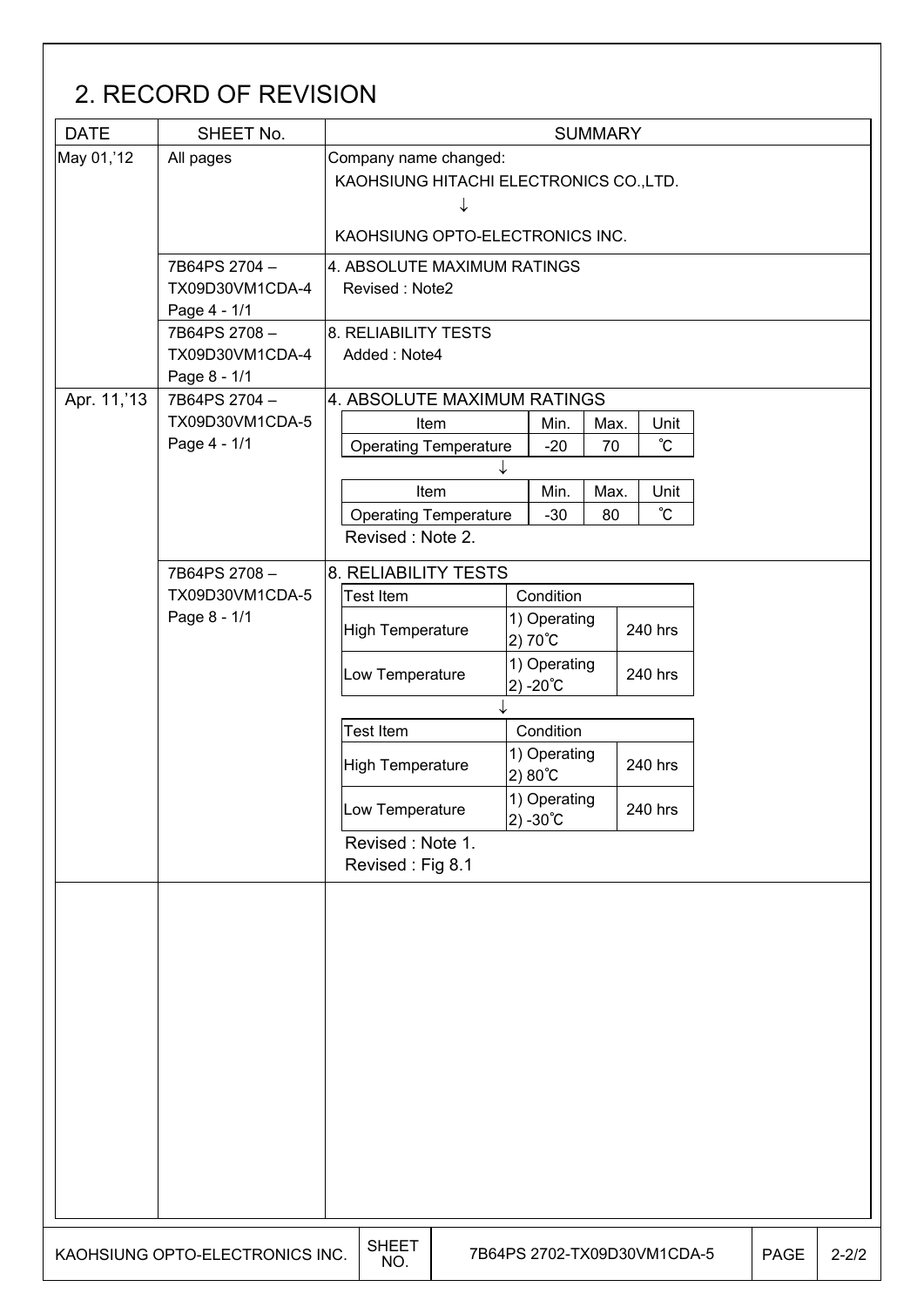## 2. RECORD OF REVISION

| DATE | SHEET No. | SUMMARY |
|---|---|---|
| May 01,'12 | All pages | Company name changed:<br>KAOHSIUNG HITACHI ELECTRONICS CO.,LTD.<br>↓<br>KAOHSIUNG OPTO-ELECTRONICS INC. |
| | 7B64PS 2704 – TX09D30VM1CDA-4 Page 4 - 1/1 | 4. ABSOLUTE MAXIMUM RATINGS<br>Revised : Note2 |
| | 7B64PS 2708 – TX09D30VM1CDA-4 Page 8 - 1/1 | 8. RELIABILITY TESTS<br>Added : Note4 |
| Apr. 11,'13 | 7B64PS 2704 – TX09D30VM1CDA-5 Page 4 - 1/1 | 4. ABSOLUTE MAXIMUM RATINGS<br>Item / Min. / Max. / Unit: Operating Temperature / -20 / 70 / ℃<br>↓<br>Item / Min. / Max. / Unit: Operating Temperature / -30 / 80 / ℃<br>Revised : Note 2. |
| | 7B64PS 2708 – TX09D30VM1CDA-5 Page 8 - 1/1 | 8. RELIABILITY TESTS<br>Test Item / Condition:<br>High Temperature / 1) Operating 2) 70℃ / 240 hrs<br>Low Temperature / 1) Operating 2) -20℃ / 240 hrs<br>↓<br>Test Item / Condition:<br>High Temperature / 1) Operating 2) 80℃ / 240 hrs<br>Low Temperature / 1) Operating 2) -30℃ / 240 hrs<br>Revised : Note 1.<br>Revised : Fig 8.1 |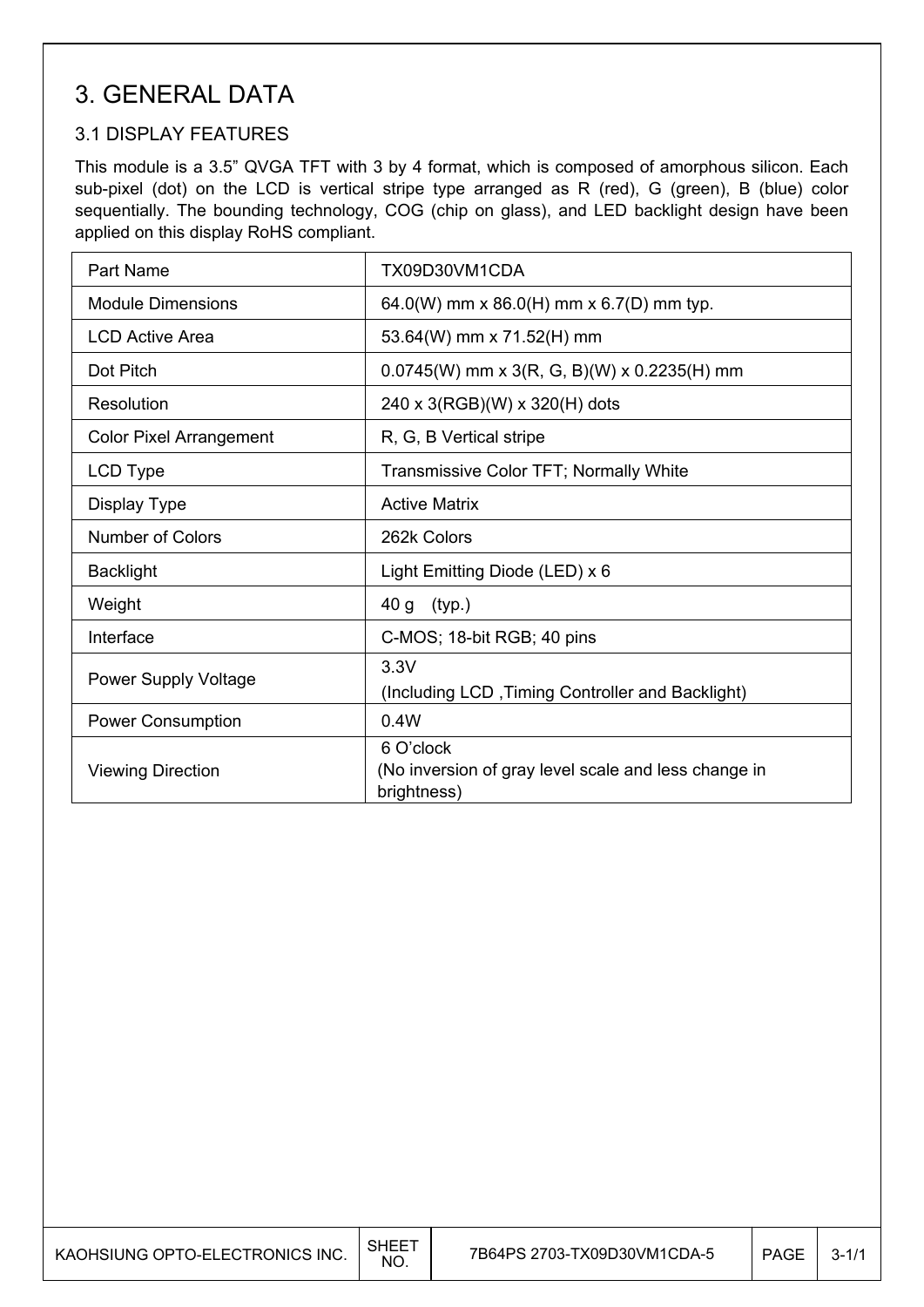# 3. GENERAL DATA

## 3.1 DISPLAY FEATURES

This module is a 3.5" QVGA TFT with 3 by 4 format, which is composed of amorphous silicon. Each sub-pixel (dot) on the LCD is vertical stripe type arranged as R (red), G (green), B (blue) color sequentially. The bounding technology, COG (chip on glass), and LED backlight design have been applied on this display RoHS compliant.

| Part Name | TX09D30VM1CDA |
|---|---|
| Module Dimensions | 64.0(W) mm x 86.0(H) mm x 6.7(D) mm typ. |
| LCD Active Area | 53.64(W) mm x 71.52(H) mm |
| Dot Pitch | 0.0745(W) mm x 3(R, G, B)(W) x 0.2235(H) mm |
| Resolution | 240 x 3(RGB)(W) x 320(H) dots |
| Color Pixel Arrangement | R, G, B Vertical stripe |
| LCD Type | Transmissive Color TFT; Normally White |
| Display Type | Active Matrix |
| Number of Colors | 262k Colors |
| Backlight | Light Emitting Diode (LED) x 6 |
| Weight | 40 g (typ.) |
| Interface | C-MOS; 18-bit RGB; 40 pins |
| Power Supply Voltage | 3.3V (Including LCD ,Timing Controller and Backlight) |
| Power Consumption | 0.4W |
| Viewing Direction | 6 O'clock (No inversion of gray level scale and less change in brightness) |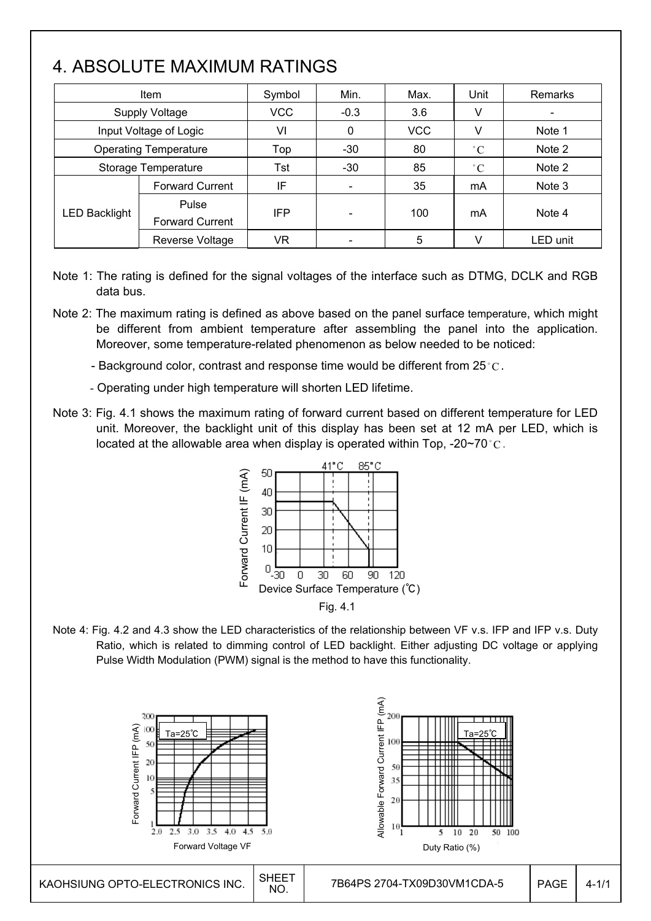# 4. ABSOLUTE MAXIMUM RATINGS

| Item | | Symbol | Min. | Max. | Unit | Remarks |
|---|---|---|---|---|---|---|
| Supply Voltage | | VCC | -0.3 | 3.6 | V | - |
| Input Voltage of Logic | | VI | 0 | VCC | V | Note 1 |
| Operating Temperature | | Top | -30 | 80 | ˚C | Note 2 |
| Storage Temperature | | Tst | -30 | 85 | ˚C | Note 2 |
| LED Backlight | Forward Current | IF | - | 35 | mA | Note 3 |
| | Pulse Forward Current | IFP | - | 100 | mA | Note 4 |
| | Reverse Voltage | VR | - | 5 | V | LED unit |

Note 1: The rating is defined for the signal voltages of the interface such as DTMG, DCLK and RGB data bus.

Note 2: The maximum rating is defined as above based on the panel surface temperature, which might be different from ambient temperature after assembling the panel into the application. Moreover, some temperature-related phenomenon as below needed to be noticed:

- Background color, contrast and response time would be different from 25˚C.
- Operating under high temperature will shorten LED lifetime.

Note 3: Fig. 4.1 shows the maximum rating of forward current based on different temperature for LED unit. Moreover, the backlight unit of this display has been set at 12 mA per LED, which is located at the allowable area when display is operated within Top, -20~70˚C.

Fig. 4.1

Note 4: Fig. 4.2 and 4.3 show the LED characteristics of the relationship between VF v.s. IFP and IFP v.s. Duty Ratio, which is related to dimming control of LED backlight. Either adjusting DC voltage or applying Pulse Width Modulation (PWM) signal is the method to have this functionality.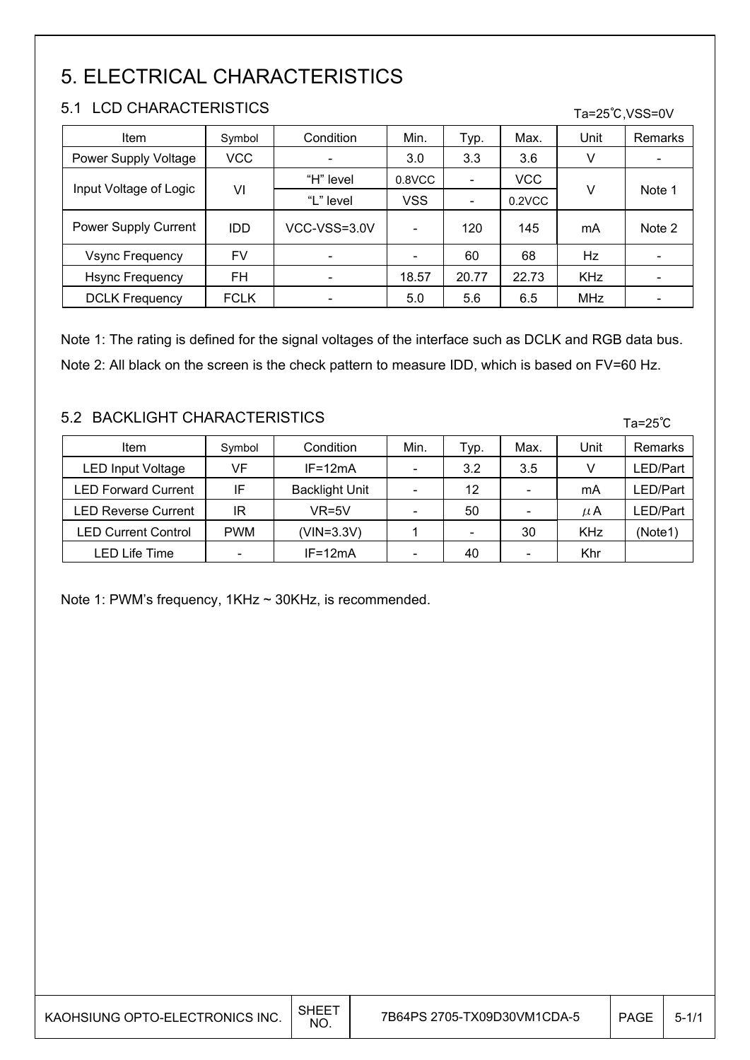# 5. ELECTRICAL CHARACTERISTICS

## 5.1 LCD CHARACTERISTICS

Ta=25℃,VSS=0V

| Item | Symbol | Condition | Min. | Typ. | Max. | Unit | Remarks |
|---|---|---|---|---|---|---|---|
| Power Supply Voltage | VCC | - | 3.0 | 3.3 | 3.6 | V | - |
| Input Voltage of Logic | VI | "H" level | 0.8VCC | - | VCC | V | Note 1 |
| | | "L" level | VSS | - | 0.2VCC | | |
| Power Supply Current | IDD | VCC-VSS=3.0V | - | 120 | 145 | mA | Note 2 |
| Vsync Frequency | FV | - | - | 60 | 68 | Hz | - |
| Hsync Frequency | FH | - | 18.57 | 20.77 | 22.73 | KHz | - |
| DCLK Frequency | FCLK | - | 5.0 | 5.6 | 6.5 | MHz | - |

Note 1: The rating is defined for the signal voltages of the interface such as DCLK and RGB data bus.

Note 2: All black on the screen is the check pattern to measure IDD, which is based on FV=60 Hz.

## 5.2 BACKLIGHT CHARACTERISTICS

Ta=25℃

| Item | Symbol | Condition | Min. | Typ. | Max. | Unit | Remarks |
|---|---|---|---|---|---|---|---|
| LED Input Voltage | VF | IF=12mA | - | 3.2 | 3.5 | V | LED/Part |
| LED Forward Current | IF | Backlight Unit | - | 12 | - | mA | LED/Part |
| LED Reverse Current | IR | VR=5V | - | 50 | - | $\mu$A | LED/Part |
| LED Current Control | PWM | (VIN=3.3V) | 1 | - | 30 | KHz | (Note1) |
| LED Life Time | - | IF=12mA | - | 40 | - | Khr | |

Note 1: PWM's frequency, 1KHz ~ 30KHz, is recommended.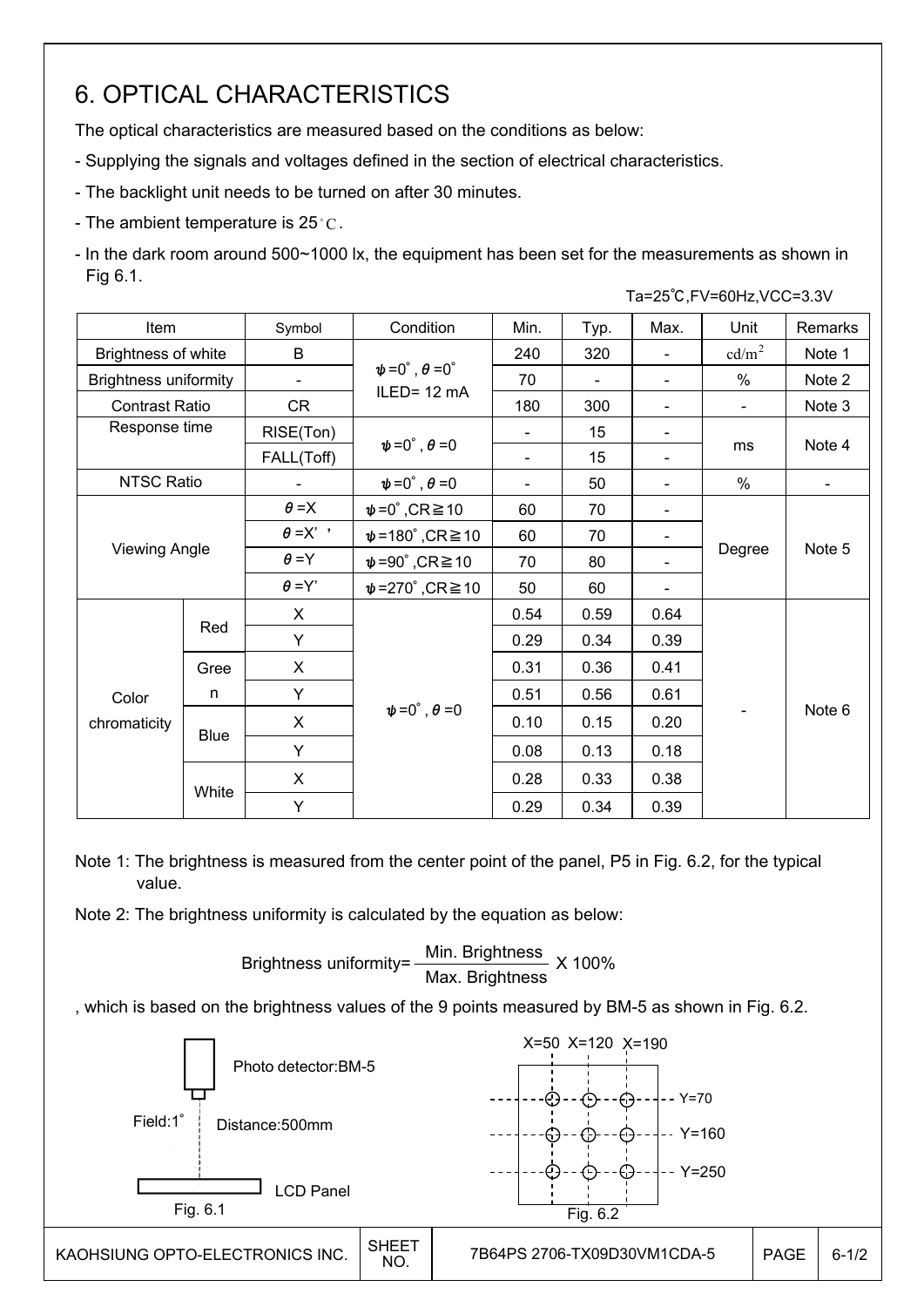# 6. OPTICAL CHARACTERISTICS

The optical characteristics are measured based on the conditions as below:

- Supplying the signals and voltages defined in the section of electrical characteristics.
- The backlight unit needs to be turned on after 30 minutes.
- The ambient temperature is 25°C.
- In the dark room around 500~1000 lx, the equipment has been set for the measurements as shown in Fig 6.1.

Ta=25℃,FV=60Hz,VCC=3.3V

| Item | | Symbol | Condition | Min. | Typ. | Max. | Unit | Remarks |
|---|---|---|---|---|---|---|---|---|
| Brightness of white | | B | ψ=0°, θ=0° ILED= 12 mA | 240 | 320 | - | cd/m² | Note 1 |
| Brightness uniformity | | - | | 70 | - | - | % | Note 2 |
| Contrast Ratio | | CR | | 180 | 300 | - | - | Note 3 |
| Response time | | RISE(Ton) | ψ=0°, θ=0 | - | 15 | - | ms | Note 4 |
| | | FALL(Toff) | | - | 15 | - | | |
| NTSC Ratio | | - | ψ=0°, θ=0 | - | 50 | - | % | - |
| Viewing Angle | | θ=X | ψ=0°,CR≧10 | 60 | 70 | - | Degree | Note 5 |
| | | θ=X' | ψ=180°,CR≧10 | 60 | 70 | - | | |
| | | θ=Y | ψ=90°,CR≧10 | 70 | 80 | - | | |
| | | θ=Y' | ψ=270°,CR≧10 | 50 | 60 | - | | |
| Color chromaticity | Red | X | ψ=0°, θ=0 | 0.54 | 0.59 | 0.64 | - | Note 6 |
| | | Y | | 0.29 | 0.34 | 0.39 | | |
| | Green | X | | 0.31 | 0.36 | 0.41 | | |
| | | Y | | 0.51 | 0.56 | 0.61 | | |
| | Blue | X | | 0.10 | 0.15 | 0.20 | | |
| | | Y | | 0.08 | 0.13 | 0.18 | | |
| | White | X | | 0.28 | 0.33 | 0.38 | | |
| | | Y | | 0.29 | 0.34 | 0.39 | | |

Note 1: The brightness is measured from the center point of the panel, P5 in Fig. 6.2, for the typical value.

Note 2: The brightness uniformity is calculated by the equation as below:

$$\text{Brightness uniformity} = \frac{\text{Min. Brightness}}{\text{Max. Brightness}} \times 100\%$$

, which is based on the brightness values of the 9 points measured by BM-5 as shown in Fig. 6.2.

Photo detector:BM-5

Field:1°

Distance:500mm

LCD Panel

Fig. 6.1

X=50 X=120 X=190

Y=70

Y=160

Y=250

Fig. 6.2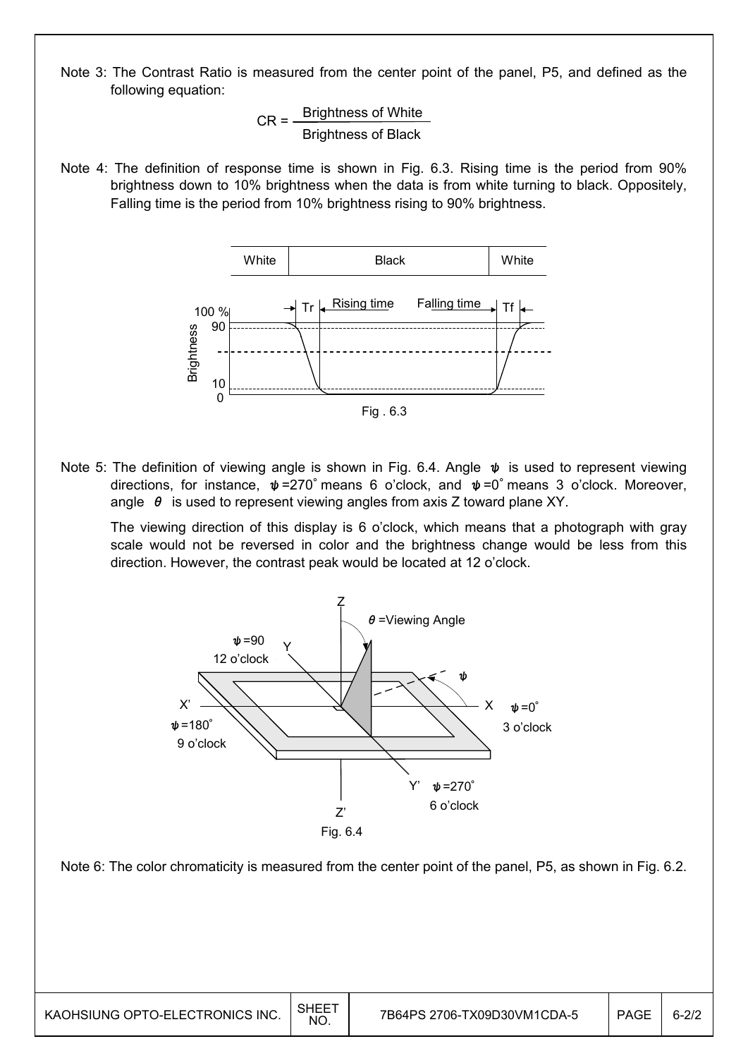Note 3: The Contrast Ratio is measured from the center point of the panel, P5, and defined as the following equation:

$$CR = \frac{\text{Brightness of White}}{\text{Brightness of Black}}$$

Note 4: The definition of response time is shown in Fig. 6.3. Rising time is the period from 90% brightness down to 10% brightness when the data is from white turning to black. Oppositely, Falling time is the period from 10% brightness rising to 90% brightness.

Fig . 6.3

Note 5: The definition of viewing angle is shown in Fig. 6.4. Angle $\psi$ is used to represent viewing directions, for instance, $\psi$=270° means 6 o'clock, and $\psi$=0° means 3 o'clock. Moreover, angle $\theta$ is used to represent viewing angles from axis Z toward plane XY.

The viewing direction of this display is 6 o'clock, which means that a photograph with gray scale would not be reversed in color and the brightness change would be less from this direction. However, the contrast peak would be located at 12 o'clock.

Fig. 6.4

Note 6: The color chromaticity is measured from the center point of the panel, P5, as shown in Fig. 6.2.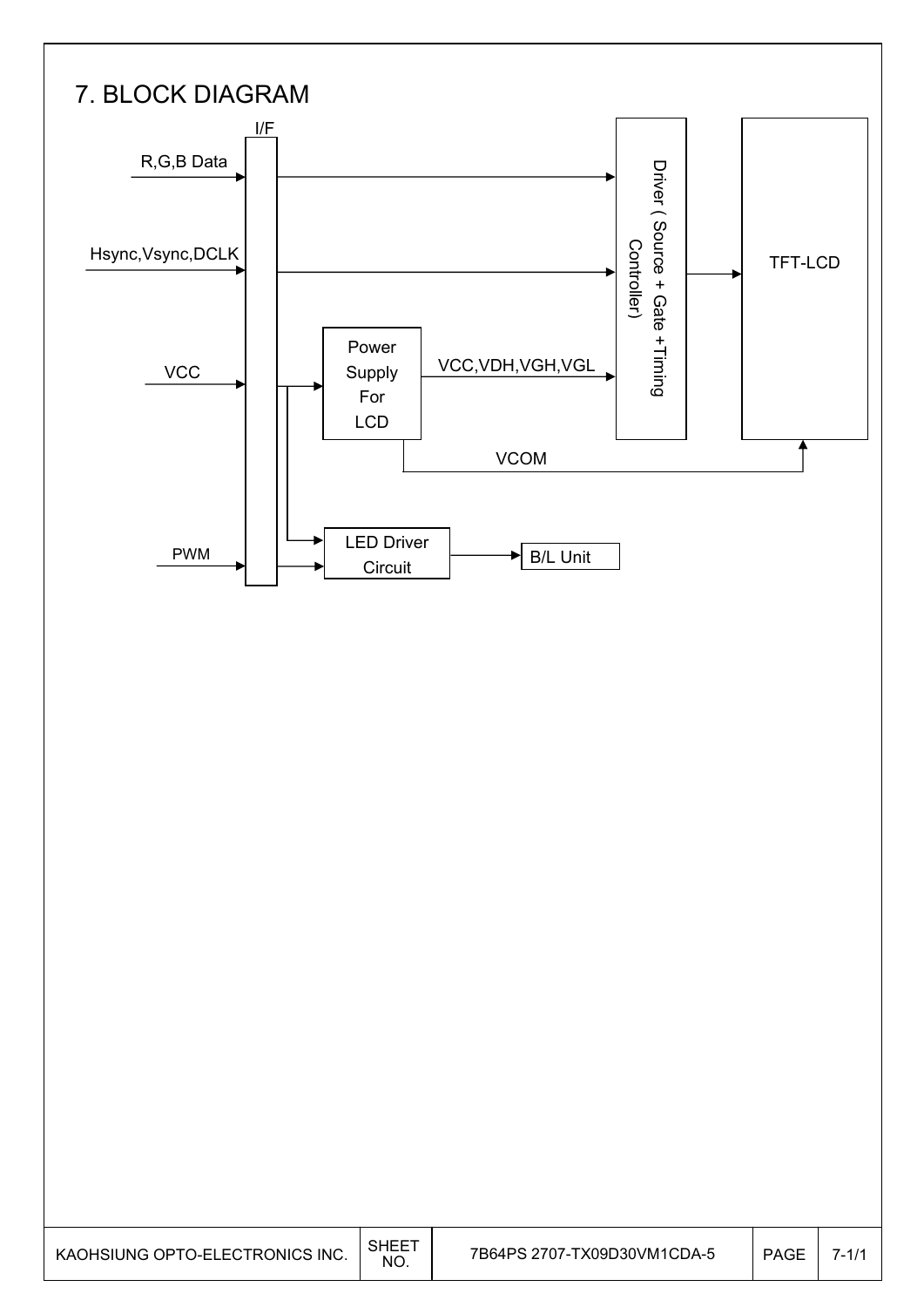# 7. BLOCK DIAGRAM

I/F

R,G,B Data

Hsync,Vsync,DCLK

VCC

PWM

Power Supply For LCD

VCC,VDH,VGH,VGL

Driver ( Source + Gate +Timing Controller)

TFT-LCD

VCOM

LED Driver Circuit

B/L Unit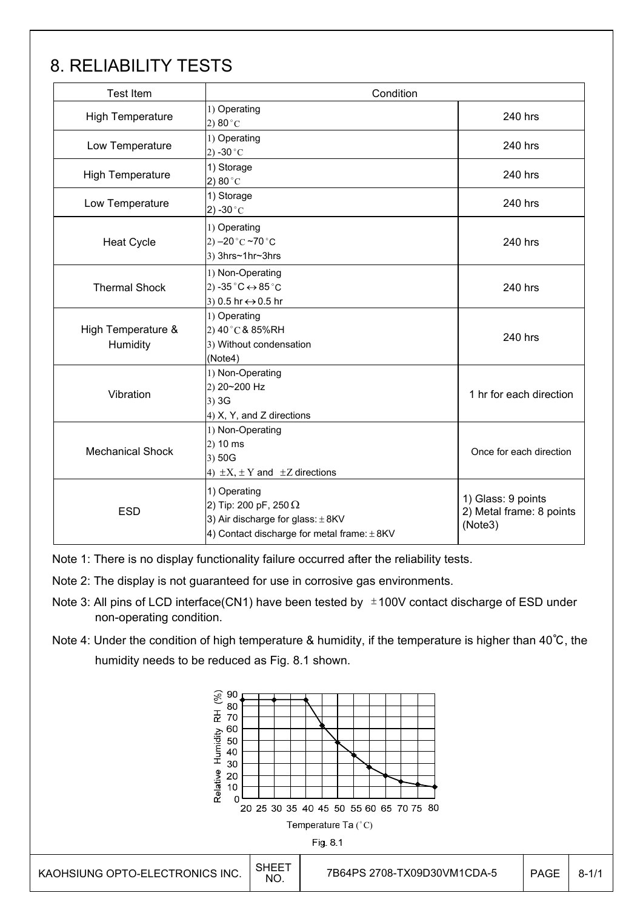# 8. RELIABILITY TESTS

| Test Item | Condition | |
|---|---|---|
| High Temperature | 1) Operating<br>2) 80°C | 240 hrs |
| Low Temperature | 1) Operating<br>2) -30°C | 240 hrs |
| High Temperature | 1) Storage<br>2) 80°C | 240 hrs |
| Low Temperature | 1) Storage<br>2) -30°C | 240 hrs |
| Heat Cycle | 1) Operating<br>2) –20°C ~70°C<br>3) 3hrs~1hr~3hrs | 240 hrs |
| Thermal Shock | 1) Non-Operating<br>2) -35°C ↔ 85°C<br>3) 0.5 hr ↔ 0.5 hr | 240 hrs |
| High Temperature & Humidity | 1) Operating<br>2) 40°C & 85%RH<br>3) Without condensation<br>(Note4) | 240 hrs |
| Vibration | 1) Non-Operating<br>2) 20~200 Hz<br>3) 3G<br>4) X, Y, and Z directions | 1 hr for each direction |
| Mechanical Shock | 1) Non-Operating<br>2) 10 ms<br>3) 50G<br>4) ±X, ±Y and ±Z directions | Once for each direction |
| ESD | 1) Operating<br>2) Tip: 200 pF, 250 Ω<br>3) Air discharge for glass: ± 8KV<br>4) Contact discharge for metal frame: ± 8KV | 1) Glass: 9 points<br>2) Metal frame: 8 points<br>(Note3) |

Note 1: There is no display functionality failure occurred after the reliability tests.

Note 2: The display is not guaranteed for use in corrosive gas environments.

Note 3: All pins of LCD interface(CN1) have been tested by ±100V contact discharge of ESD under non-operating condition.

Note 4: Under the condition of high temperature & humidity, if the temperature is higher than 40℃, the humidity needs to be reduced as Fig. 8.1 shown.

Fig. 8.1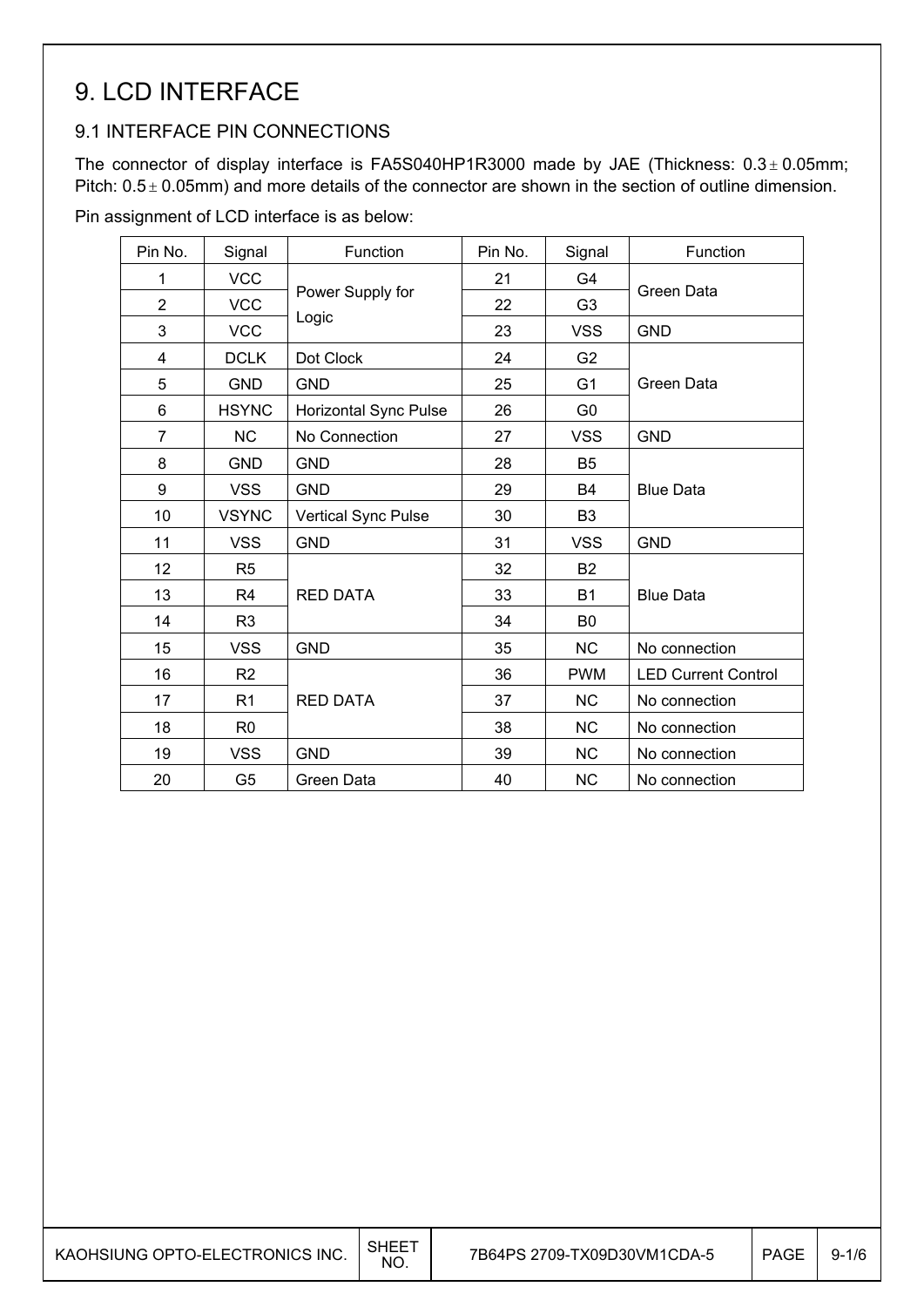# 9. LCD INTERFACE

## 9.1 INTERFACE PIN CONNECTIONS

The connector of display interface is FA5S040HP1R3000 made by JAE (Thickness: $0.3 \pm 0.05$mm; Pitch: $0.5 \pm 0.05$mm) and more details of the connector are shown in the section of outline dimension.

Pin assignment of LCD interface is as below:

| Pin No. | Signal | Function | Pin No. | Signal | Function |
|---|---|---|---|---|---|
| 1 | VCC | Power Supply for Logic | 21 | G4 | Green Data |
| 2 | VCC | | 22 | G3 | |
| 3 | VCC | | 23 | VSS | GND |
| 4 | DCLK | Dot Clock | 24 | G2 | Green Data |
| 5 | GND | GND | 25 | G1 | |
| 6 | HSYNC | Horizontal Sync Pulse | 26 | G0 | |
| 7 | NC | No Connection | 27 | VSS | GND |
| 8 | GND | GND | 28 | B5 | Blue Data |
| 9 | VSS | GND | 29 | B4 | |
| 10 | VSYNC | Vertical Sync Pulse | 30 | B3 | |
| 11 | VSS | GND | 31 | VSS | GND |
| 12 | R5 | RED DATA | 32 | B2 | Blue Data |
| 13 | R4 | | 33 | B1 | |
| 14 | R3 | | 34 | B0 | |
| 15 | VSS | GND | 35 | NC | No connection |
| 16 | R2 | RED DATA | 36 | PWM | LED Current Control |
| 17 | R1 | | 37 | NC | No connection |
| 18 | R0 | | 38 | NC | No connection |
| 19 | VSS | GND | 39 | NC | No connection |
| 20 | G5 | Green Data | 40 | NC | No connection |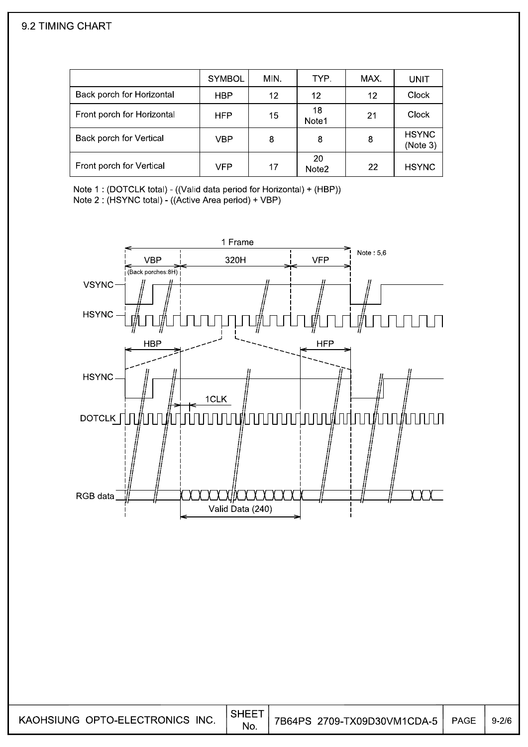## 9.2 TIMING CHART

|  | SYMBOL | MIN. | TYP. | MAX. | UNIT |
|---|---|---|---|---|---|
| Back porch for Horizontal | HBP | 12 | 12 | 12 | Clock |
| Front porch for Horizontal | HFP | 15 | 18 Note1 | 21 | Clock |
| Back porch for Vertical | VBP | 8 | 8 | 8 | HSYNC (Note 3) |
| Front porch for Vertical | VFP | 17 | 20 Note2 | 22 | HSYNC |

Note 1 : (DOTCLK total) - ((Valid data period for Horizontal) + (HBP))
Note 2 : (HSYNC total) - ((Active Area period) + VBP)

1 Frame

VBP (Back porches:8H) | 320H | VFP — Note : 5,6

VSYNC

HSYNC

HBP | HFP

HSYNC

1CLK

DOTCLK

RGB data

Valid Data (240)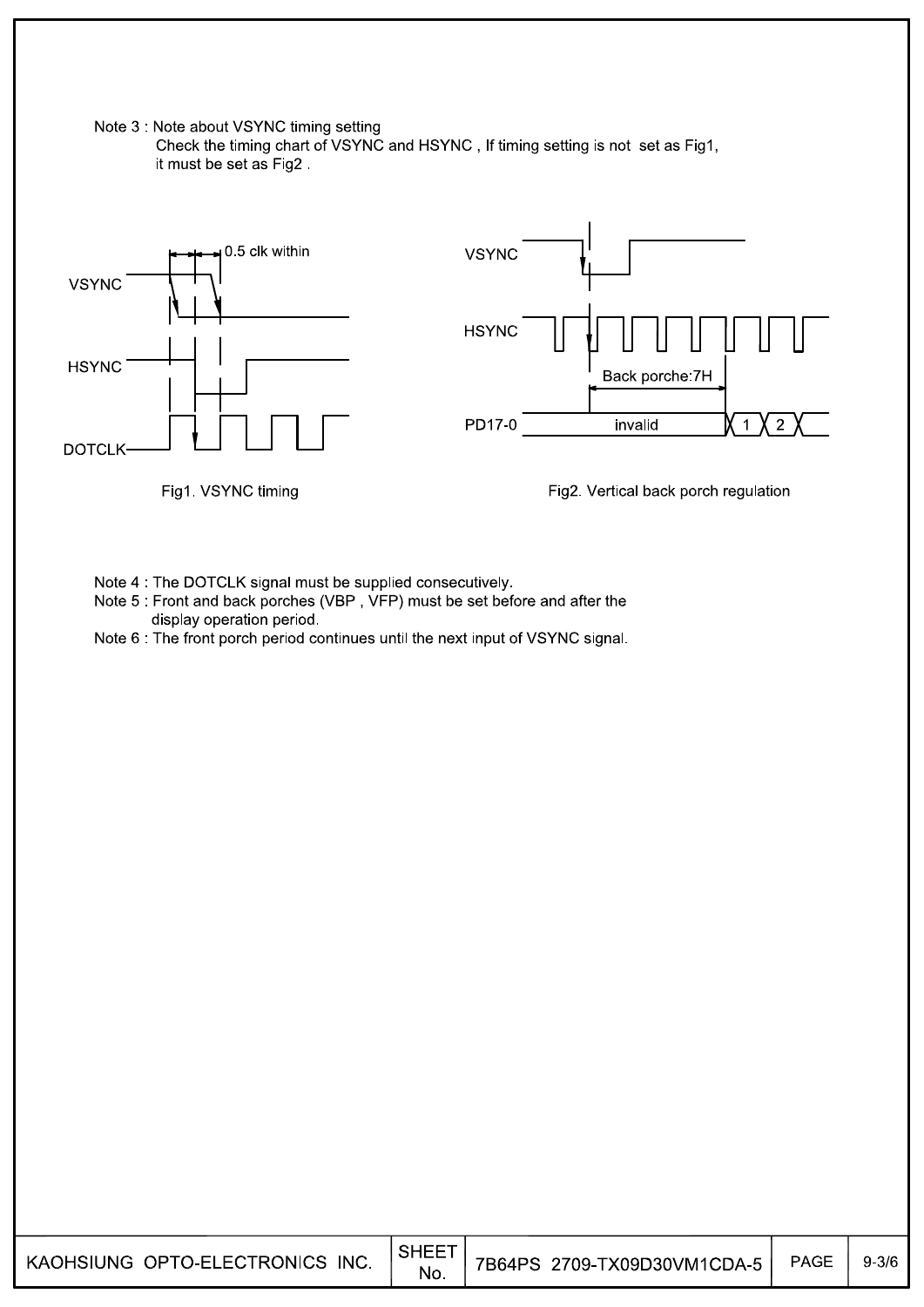Note 3 : Note about VSYNC timing setting

Check the timing chart of VSYNC and HSYNC , If timing setting is not set as Fig1, it must be set as Fig2 .

VSYNC

HSYNC

DOTCLK

0.5 clk within

Fig1. VSYNC timing

VSYNC

HSYNC

Back porche:7H

PD17-0 invalid 1 2

Fig2. Vertical back porch regulation

Note 4 : The DOTCLK signal must be supplied consecutively.

Note 5 : Front and back porches (VBP , VFP) must be set before and after the display operation period.

Note 6 : The front porch period continues until the next input of VSYNC signal.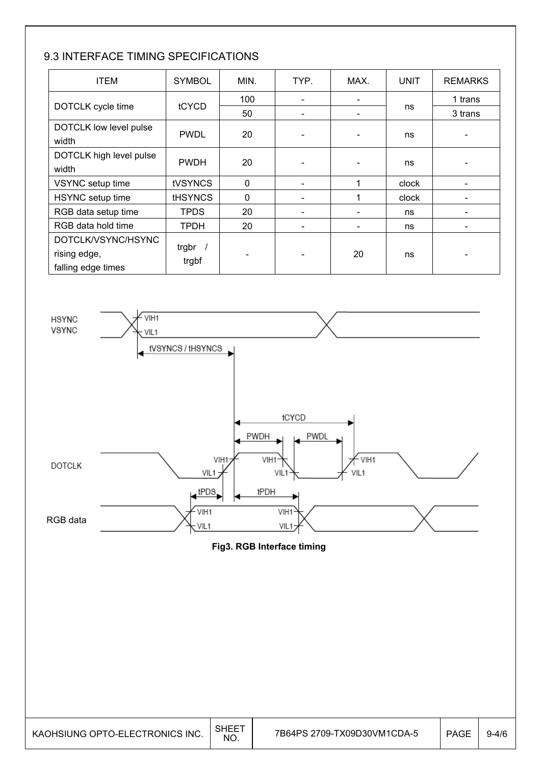## 9.3 INTERFACE TIMING SPECIFICATIONS

| ITEM | SYMBOL | MIN. | TYP. | MAX. | UNIT | REMARKS |
|---|---|---|---|---|---|---|
| DOTCLK cycle time | tCYCD | 100 | - | - | ns | 1 trans |
| | | 50 | - | - | | 3 trans |
| DOTCLK low level pulse width | PWDL | 20 | - | - | ns | - |
| DOTCLK high level pulse width | PWDH | 20 | - | - | ns | - |
| VSYNC setup time | tVSYNCS | 0 | - | 1 | clock | - |
| HSYNC setup time | tHSYNCS | 0 | - | 1 | clock | - |
| RGB data setup time | TPDS | 20 | - | - | ns | - |
| RGB data hold time | TPDH | 20 | - | - | ns | - |
| DOTCLK/VSYNC/HSYNC rising edge, falling edge times | trgbr / trgbf | - | - | 20 | ns | - |

**Fig3. RGB Interface timing**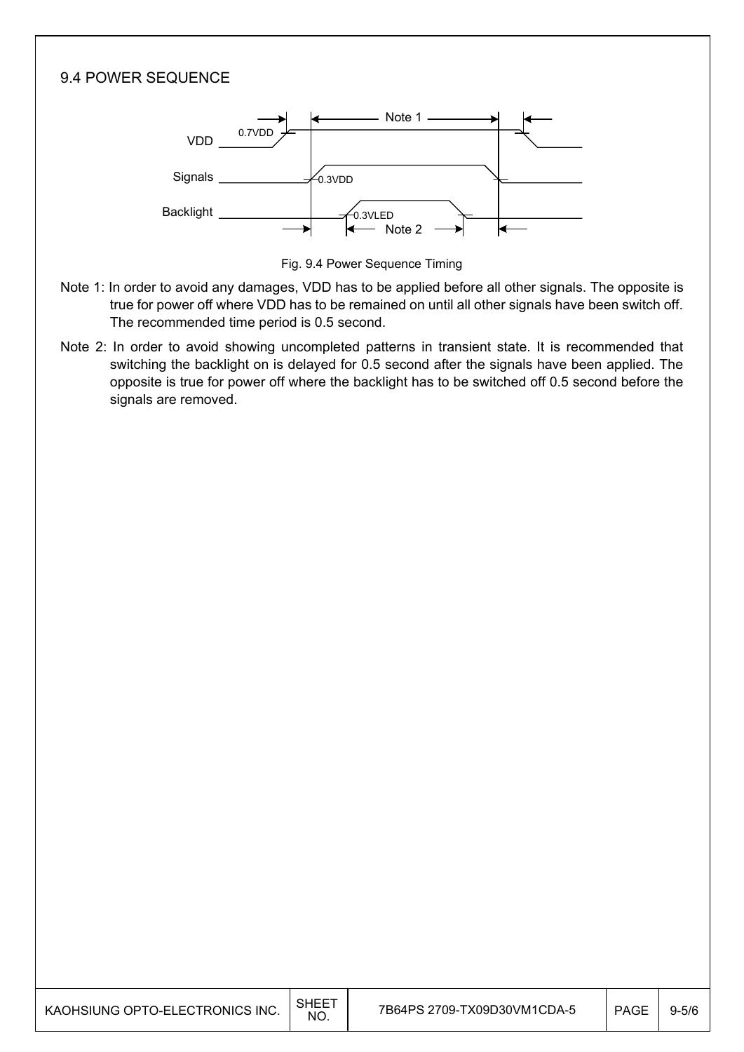## 9.4 POWER SEQUENCE

Fig. 9.4 Power Sequence Timing

Note 1: In order to avoid any damages, VDD has to be applied before all other signals. The opposite is true for power off where VDD has to be remained on until all other signals have been switch off. The recommended time period is 0.5 second.

Note 2: In order to avoid showing uncompleted patterns in transient state. It is recommended that switching the backlight on is delayed for 0.5 second after the signals have been applied. The opposite is true for power off where the backlight has to be switched off 0.5 second before the signals are removed.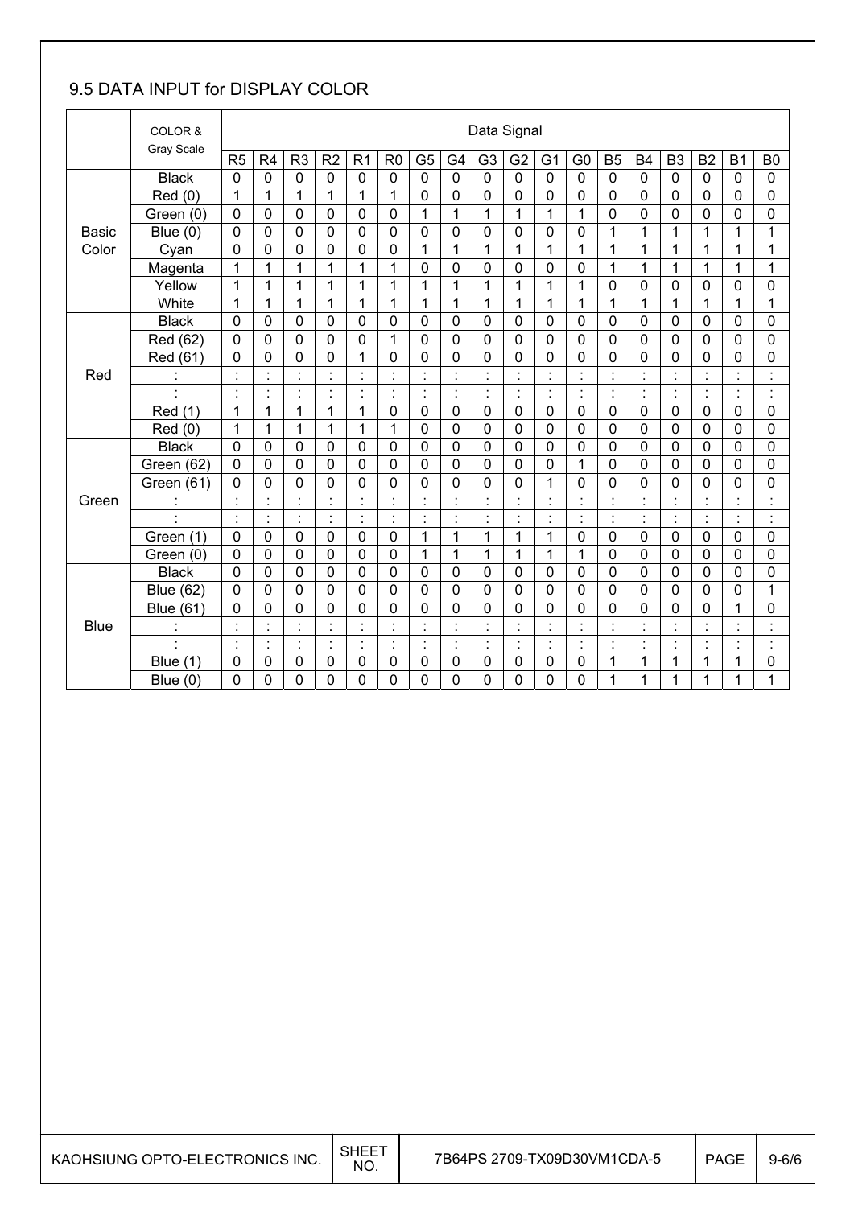## 9.5 DATA INPUT for DISPLAY COLOR

| | COLOR & Gray Scale | Data Signal | | | | | | | | | | | | | | | | | |
|---|---|---|---|---|---|---|---|---|---|---|---|---|---|---|---|---|---|---|---|
| | | R5 | R4 | R3 | R2 | R1 | R0 | G5 | G4 | G3 | G2 | G1 | G0 | B5 | B4 | B3 | B2 | B1 | B0 |
| Basic Color | Black | 0 | 0 | 0 | 0 | 0 | 0 | 0 | 0 | 0 | 0 | 0 | 0 | 0 | 0 | 0 | 0 | 0 | 0 |
| | Red (0) | 1 | 1 | 1 | 1 | 1 | 1 | 0 | 0 | 0 | 0 | 0 | 0 | 0 | 0 | 0 | 0 | 0 | 0 |
| | Green (0) | 0 | 0 | 0 | 0 | 0 | 0 | 1 | 1 | 1 | 1 | 1 | 1 | 0 | 0 | 0 | 0 | 0 | 0 |
| | Blue (0) | 0 | 0 | 0 | 0 | 0 | 0 | 0 | 0 | 0 | 0 | 0 | 0 | 1 | 1 | 1 | 1 | 1 | 1 |
| | Cyan | 0 | 0 | 0 | 0 | 0 | 0 | 1 | 1 | 1 | 1 | 1 | 1 | 1 | 1 | 1 | 1 | 1 | 1 |
| | Magenta | 1 | 1 | 1 | 1 | 1 | 1 | 0 | 0 | 0 | 0 | 0 | 0 | 1 | 1 | 1 | 1 | 1 | 1 |
| | Yellow | 1 | 1 | 1 | 1 | 1 | 1 | 1 | 1 | 1 | 1 | 1 | 1 | 0 | 0 | 0 | 0 | 0 | 0 |
| | White | 1 | 1 | 1 | 1 | 1 | 1 | 1 | 1 | 1 | 1 | 1 | 1 | 1 | 1 | 1 | 1 | 1 | 1 |
| Red | Black | 0 | 0 | 0 | 0 | 0 | 0 | 0 | 0 | 0 | 0 | 0 | 0 | 0 | 0 | 0 | 0 | 0 | 0 |
| | Red (62) | 0 | 0 | 0 | 0 | 0 | 1 | 0 | 0 | 0 | 0 | 0 | 0 | 0 | 0 | 0 | 0 | 0 | 0 |
| | Red (61) | 0 | 0 | 0 | 0 | 1 | 0 | 0 | 0 | 0 | 0 | 0 | 0 | 0 | 0 | 0 | 0 | 0 | 0 |
| | : | : | : | : | : | : | : | : | : | : | : | : | : | : | : | : | : | : | : |
| | : | : | : | : | : | : | : | : | : | : | : | : | : | : | : | : | : | : | : |
| | Red (1) | 1 | 1 | 1 | 1 | 1 | 0 | 0 | 0 | 0 | 0 | 0 | 0 | 0 | 0 | 0 | 0 | 0 | 0 |
| | Red (0) | 1 | 1 | 1 | 1 | 1 | 1 | 0 | 0 | 0 | 0 | 0 | 0 | 0 | 0 | 0 | 0 | 0 | 0 |
| Green | Black | 0 | 0 | 0 | 0 | 0 | 0 | 0 | 0 | 0 | 0 | 0 | 0 | 0 | 0 | 0 | 0 | 0 | 0 |
| | Green (62) | 0 | 0 | 0 | 0 | 0 | 0 | 0 | 0 | 0 | 0 | 0 | 1 | 0 | 0 | 0 | 0 | 0 | 0 |
| | Green (61) | 0 | 0 | 0 | 0 | 0 | 0 | 0 | 0 | 0 | 0 | 1 | 0 | 0 | 0 | 0 | 0 | 0 | 0 |
| | : | : | : | : | : | : | : | : | : | : | : | : | : | : | : | : | : | : | : |
| | : | : | : | : | : | : | : | : | : | : | : | : | : | : | : | : | : | : | : |
| | Green (1) | 0 | 0 | 0 | 0 | 0 | 0 | 1 | 1 | 1 | 1 | 1 | 0 | 0 | 0 | 0 | 0 | 0 | 0 |
| | Green (0) | 0 | 0 | 0 | 0 | 0 | 0 | 1 | 1 | 1 | 1 | 1 | 1 | 0 | 0 | 0 | 0 | 0 | 0 |
| Blue | Black | 0 | 0 | 0 | 0 | 0 | 0 | 0 | 0 | 0 | 0 | 0 | 0 | 0 | 0 | 0 | 0 | 0 | 0 |
| | Blue (62) | 0 | 0 | 0 | 0 | 0 | 0 | 0 | 0 | 0 | 0 | 0 | 0 | 0 | 0 | 0 | 0 | 0 | 1 |
| | Blue (61) | 0 | 0 | 0 | 0 | 0 | 0 | 0 | 0 | 0 | 0 | 0 | 0 | 0 | 0 | 0 | 0 | 1 | 0 |
| | : | : | : | : | : | : | : | : | : | : | : | : | : | : | : | : | : | : | : |
| | : | : | : | : | : | : | : | : | : | : | : | : | : | : | : | : | : | : | : |
| | Blue (1) | 0 | 0 | 0 | 0 | 0 | 0 | 0 | 0 | 0 | 0 | 0 | 0 | 1 | 1 | 1 | 1 | 1 | 0 |
| | Blue (0) | 0 | 0 | 0 | 0 | 0 | 0 | 0 | 0 | 0 | 0 | 0 | 0 | 1 | 1 | 1 | 1 | 1 | 1 |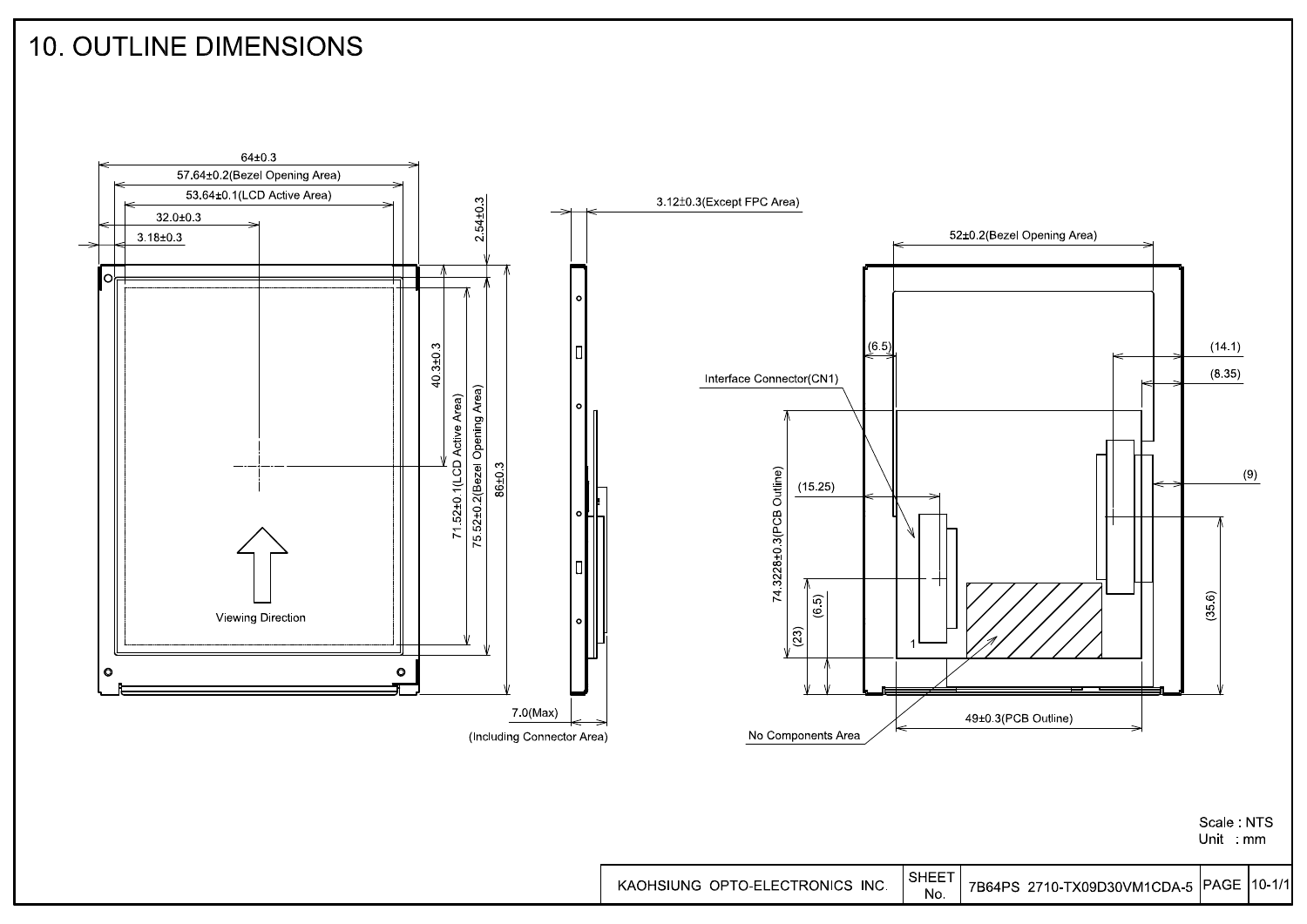# 10. OUTLINE DIMENSIONS

64±0.3

57.64±0.2(Bezel Opening Area)

53.64±0.1(LCD Active Area)

32.0±0.3

3.18±0.3

2.54±0.3

40.3±0.3

71.52±0.1(LCD Active Area)

75.52±0.2(Bezel Opening Area)

86±0.3

Viewing Direction

3.12±0.3(Except FPC Area)

7.0(Max)

(Including Connector Area)

52±0.2(Bezel Opening Area)

(6.5)

Interface Connector(CN1)

(14.1)

(8.35)

(9)

(15.25)

74.3228±0.3(PCB Outline)

(6.5)

(23)

(35.6)

1

No Components Area

49±0.3(PCB Outline)

Scale : NTS
Unit : mm

| KAOHSIUNG OPTO-ELECTRONICS INC. | SHEET No. | 7B64PS 2710-TX09D30VM1CDA-5 | PAGE | 10-1/1 |
|---|---|---|---|---|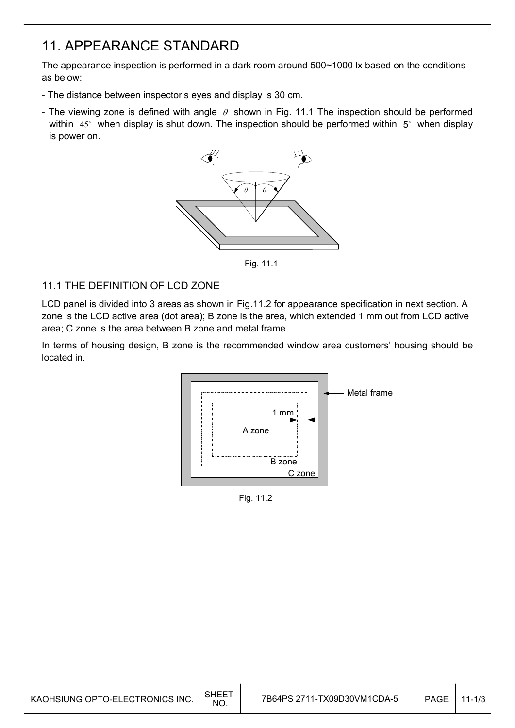# 11. APPEARANCE STANDARD

The appearance inspection is performed in a dark room around 500~1000 lx based on the conditions as below:

- The distance between inspector's eyes and display is 30 cm.
- The viewing zone is defined with angle $\theta$ shown in Fig. 11.1 The inspection should be performed within $45^\circ$ when display is shut down. The inspection should be performed within $5^\circ$ when display is power on.

Fig. 11.1

## 11.1 THE DEFINITION OF LCD ZONE

LCD panel is divided into 3 areas as shown in Fig.11.2 for appearance specification in next section. A zone is the LCD active area (dot area); B zone is the area, which extended 1 mm out from LCD active area; C zone is the area between B zone and metal frame.

In terms of housing design, B zone is the recommended window area customers' housing should be located in.

Fig. 11.2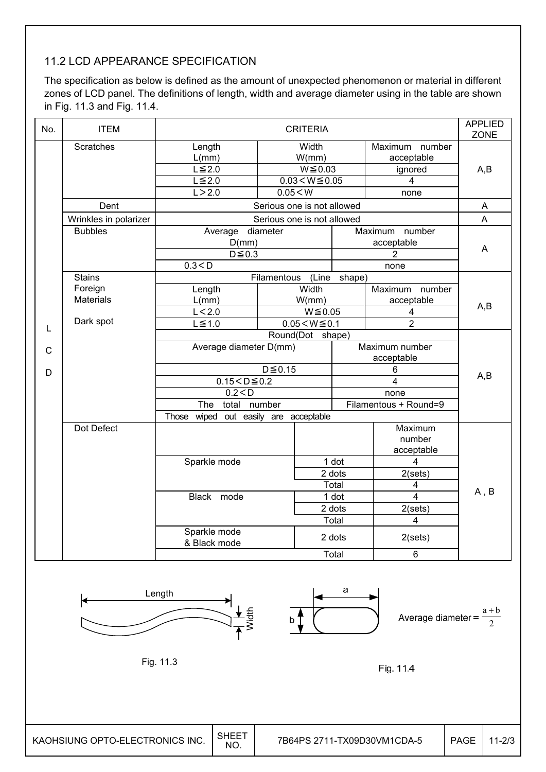## 11.2 LCD APPEARANCE SPECIFICATION

The specification as below is defined as the amount of unexpected phenomenon or material in different zones of LCD panel. The definitions of length, width and average diameter using in the table are shown in Fig. 11.3 and Fig. 11.4.

| No. | ITEM | CRITERIA | | | APPLIED ZONE |
|---|---|---|---|---|---|
| LCD | Scratches | Length L(mm) | Width W(mm) | Maximum number acceptable | A,B |
| | | L≦2.0 | W≦0.03 | ignored | |
| | | L≦2.0 | 0.03＜W≦0.05 | 4 | |
| | | L＞2.0 | 0.05＜W | none | |
| | Dent | Serious one is not allowed | | | A |
| | Wrinkles in polarizer | Serious one is not allowed | | | A |
| | Bubbles | Average diameter D(mm) | | Maximum number acceptable | A |
| | | D≦0.3 | | 2 | |
| | | 0.3＜D | | none | |
| | Stains<br>Foreign Materials<br><br>Dark spot | Filamentous (Line shape) | | | A,B |
| | | Length L(mm) | Width W(mm) | Maximum number acceptable | |
| | | L＜2.0 | W≦0.05 | 4 | |
| | | L≦1.0 | 0.05＜W≦0.1 | 2 | |
| | | Round(Dot shape) | | | A,B |
| | | Average diameter D(mm) | | Maximum number acceptable | |
| | | D≦0.15 | | 6 | |
| | | 0.15＜D≦0.2 | | 4 | |
| | | 0.2＜D | | none | |
| | | The total number | | Filamentous + Round=9 | |
| | | Those wiped out easily are acceptable | | | |
| | Dot Defect | | | Maximum number acceptable | A , B |
| | | Sparkle mode | 1 dot | 4 | |
| | | | 2 dots | 2(sets) | |
| | | | Total | 4 | |
| | | Black mode | 1 dot | 4 | |
| | | | 2 dots | 2(sets) | |
| | | | Total | 4 | |
| | | Sparkle mode & Black mode | 2 dots | 2(sets) | |
| | | | Total | 6 | |

Length / Width

Fig. 11.3

a / b

$$\text{Average diameter} = \frac{a+b}{2}$$

Fig. 11.4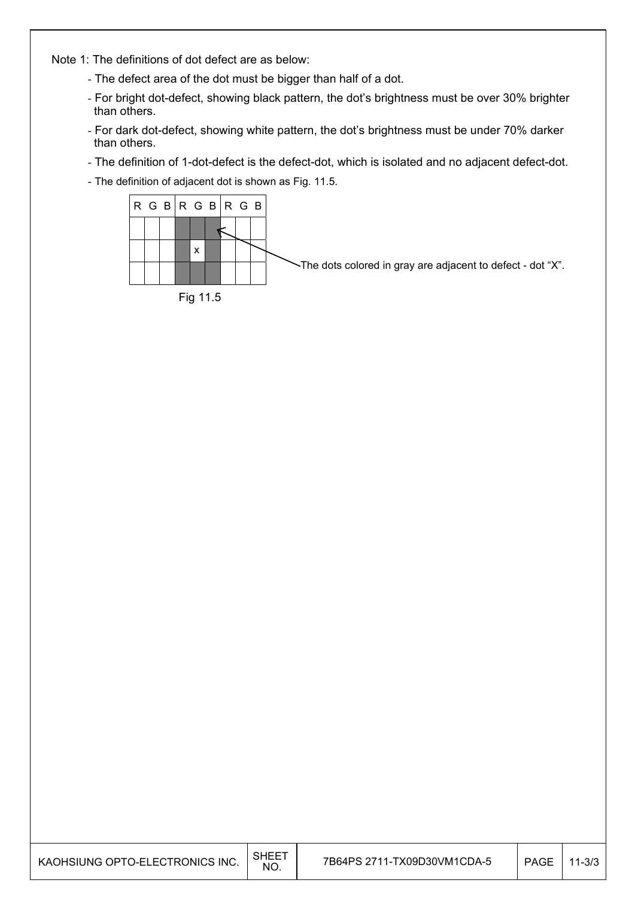Note 1: The definitions of dot defect are as below:

- The defect area of the dot must be bigger than half of a dot.
- For bright dot-defect, showing black pattern, the dot's brightness must be over 30% brighter than others.
- For dark dot-defect, showing white pattern, the dot's brightness must be under 70% darker than others.
- The definition of 1-dot-defect is the defect-dot, which is isolated and no adjacent defect-dot.
- The definition of adjacent dot is shown as Fig. 11.5.

| R | G | B | R | G | B | R | G | B |
|---|---|---|---|---|---|---|---|---|
| | | | | | | | | |
| | | | | x | | | | |
| | | | | | | | | |

The dots colored in gray are adjacent to defect - dot "X".

Fig 11.5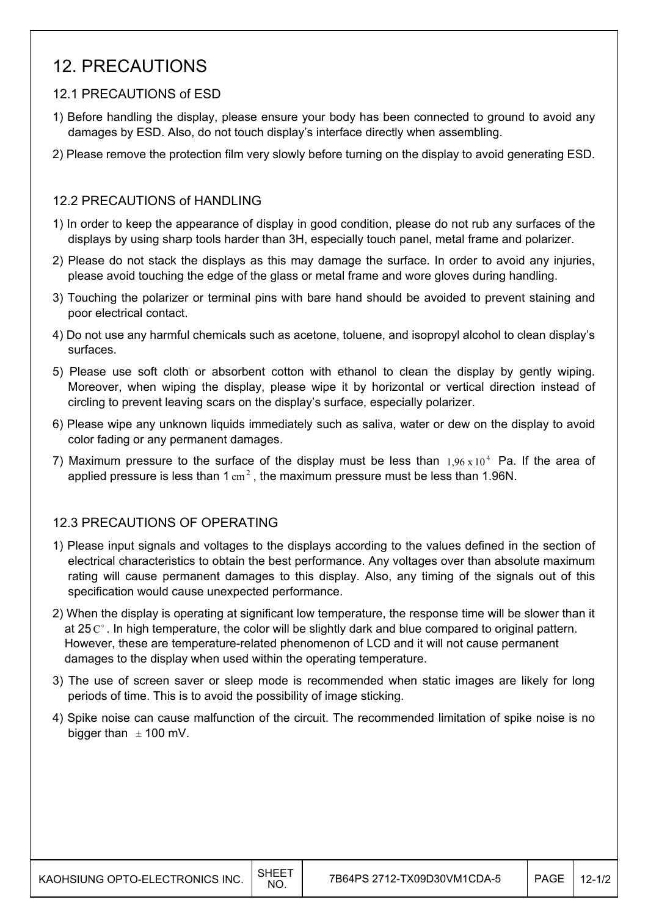# 12. PRECAUTIONS

## 12.1 PRECAUTIONS of ESD

1) Before handling the display, please ensure your body has been connected to ground to avoid any damages by ESD. Also, do not touch display's interface directly when assembling.

2) Please remove the protection film very slowly before turning on the display to avoid generating ESD.

## 12.2 PRECAUTIONS of HANDLING

1) In order to keep the appearance of display in good condition, please do not rub any surfaces of the displays by using sharp tools harder than 3H, especially touch panel, metal frame and polarizer.

2) Please do not stack the displays as this may damage the surface. In order to avoid any injuries, please avoid touching the edge of the glass or metal frame and wore gloves during handling.

3) Touching the polarizer or terminal pins with bare hand should be avoided to prevent staining and poor electrical contact.

4) Do not use any harmful chemicals such as acetone, toluene, and isopropyl alcohol to clean display's surfaces.

5) Please use soft cloth or absorbent cotton with ethanol to clean the display by gently wiping. Moreover, when wiping the display, please wipe it by horizontal or vertical direction instead of circling to prevent leaving scars on the display's surface, especially polarizer.

6) Please wipe any unknown liquids immediately such as saliva, water or dew on the display to avoid color fading or any permanent damages.

7) Maximum pressure to the surface of the display must be less than $1{,}96 \times 10^4$ Pa. If the area of applied pressure is less than 1 $cm^2$, the maximum pressure must be less than 1.96N.

## 12.3 PRECAUTIONS OF OPERATING

1) Please input signals and voltages to the displays according to the values defined in the section of electrical characteristics to obtain the best performance. Any voltages over than absolute maximum rating will cause permanent damages to this display. Also, any timing of the signals out of this specification would cause unexpected performance.

2) When the display is operating at significant low temperature, the response time will be slower than it at 25 $C^{\circ}$. In high temperature, the color will be slightly dark and blue compared to original pattern. However, these are temperature-related phenomenon of LCD and it will not cause permanent damages to the display when used within the operating temperature.

3) The use of screen saver or sleep mode is recommended when static images are likely for long periods of time. This is to avoid the possibility of image sticking.

4) Spike noise can cause malfunction of the circuit. The recommended limitation of spike noise is no bigger than $\pm$ 100 mV.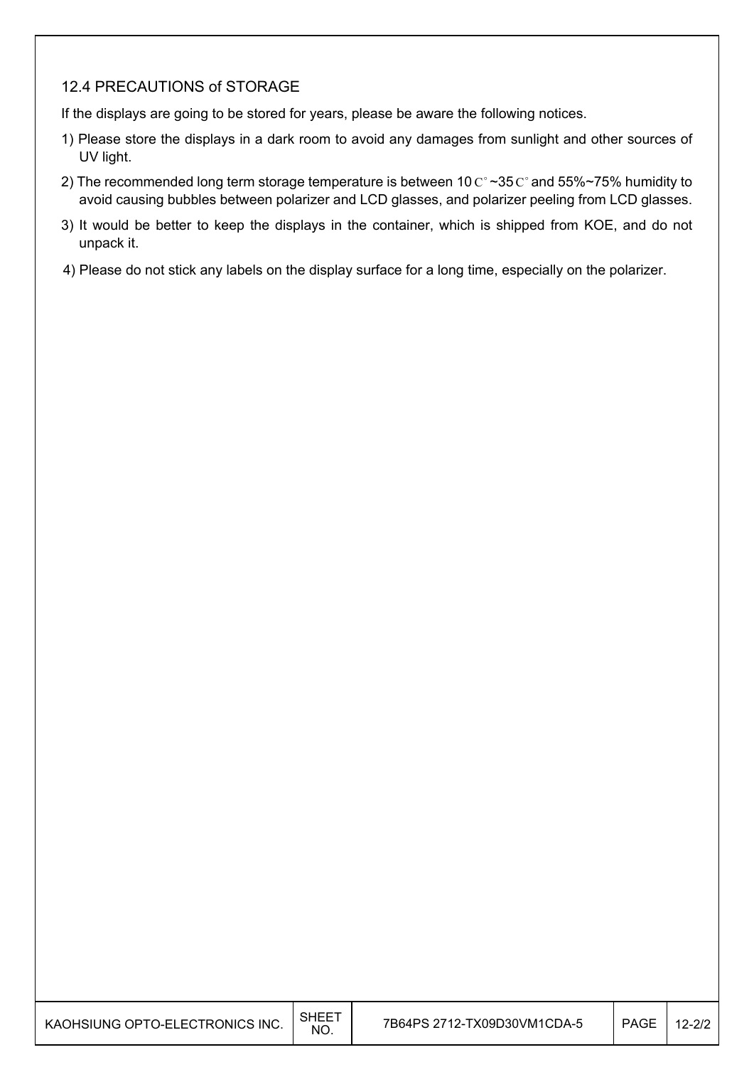## 12.4 PRECAUTIONS of STORAGE

If the displays are going to be stored for years, please be aware the following notices.

1) Please store the displays in a dark room to avoid any damages from sunlight and other sources of UV light.
2) The recommended long term storage temperature is between 10 C° ~35 C° and 55%~75% humidity to avoid causing bubbles between polarizer and LCD glasses, and polarizer peeling from LCD glasses.
3) It would be better to keep the displays in the container, which is shipped from KOE, and do not unpack it.
4) Please do not stick any labels on the display surface for a long time, especially on the polarizer.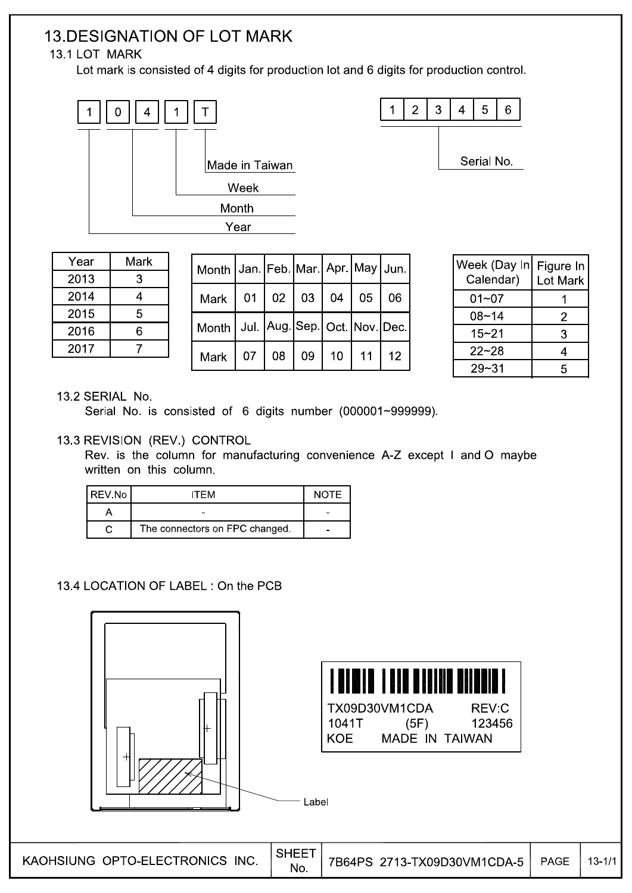## 13.DESIGNATION OF LOT MARK

### 13.1 LOT MARK

Lot mark is consisted of 4 digits for production lot and 6 digits for production control.

1 0 4 1 T

- 1: Year
- 0 4: Month
- 1: Week
- T: Made in Taiwan

1 2 3 4 5 6: Serial No.

| Year | Mark |
|---|---|
| 2013 | 3 |
| 2014 | 4 |
| 2015 | 5 |
| 2016 | 6 |
| 2017 | 7 |

| Month | Jan. | Feb. | Mar. | Apr. | May | Jun. |
|---|---|---|---|---|---|---|
| Mark | 01 | 02 | 03 | 04 | 05 | 06 |
| Month | Jul. | Aug. | Sep. | Oct. | Nov. | Dec. |
| Mark | 07 | 08 | 09 | 10 | 11 | 12 |

| Week (Day In Calendar) | Figure In Lot Mark |
|---|---|
| 01~07 | 1 |
| 08~14 | 2 |
| 15~21 | 3 |
| 22~28 | 4 |
| 29~31 | 5 |

### 13.2 SERIAL No.

Serial No. is consisted of 6 digits number (000001~999999).

### 13.3 REVISION (REV.) CONTROL

Rev. is the column for manufacturing convenience A-Z except I and O maybe written on this column.

| REV.No | ITEM | NOTE |
|---|---|---|
| A | - | - |
| C | The connectors on FPC changed. | - |

### 13.4 LOCATION OF LABEL : On the PCB

Label

TX09D30VM1CDA REV:C
1041T (5F) 123456
KOE MADE IN TAIWAN